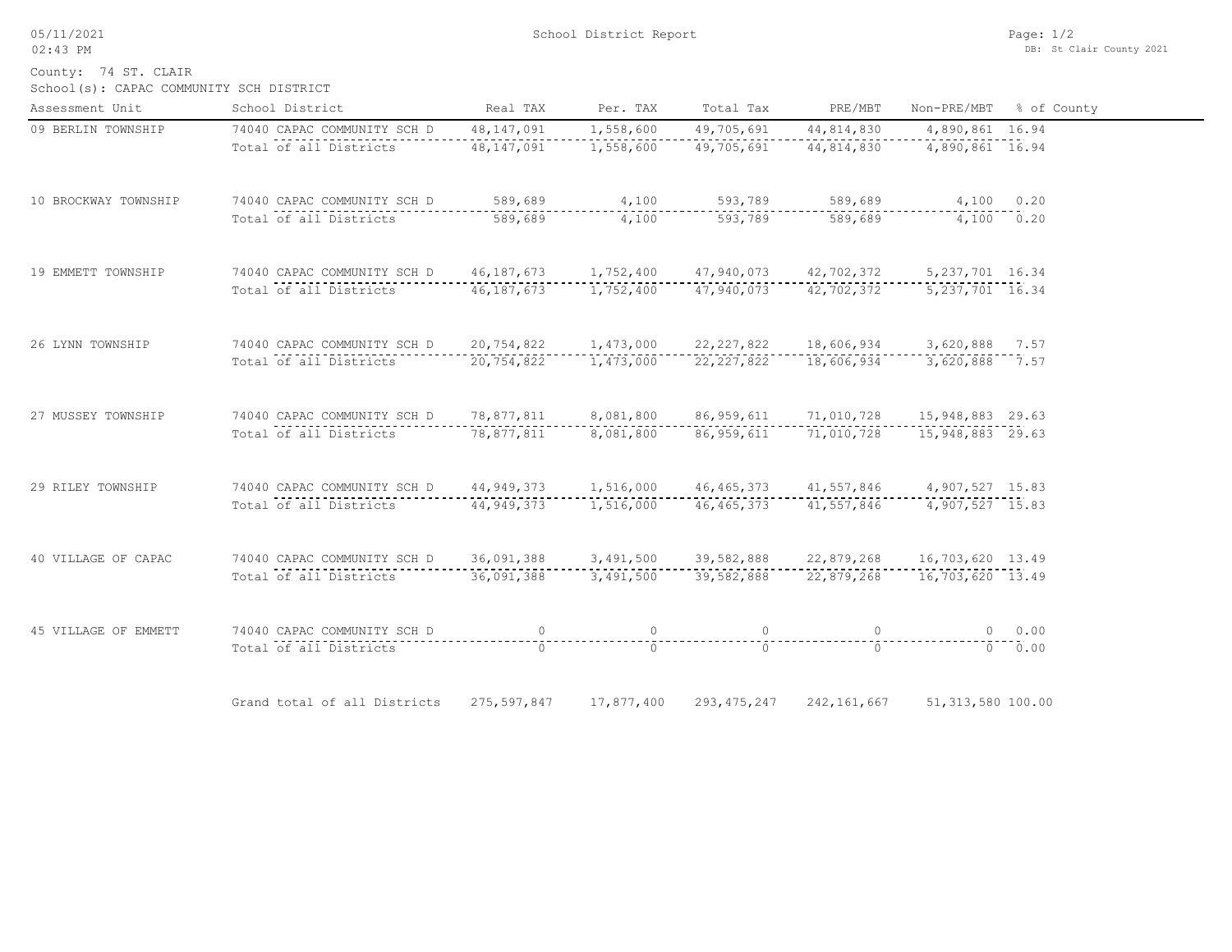05/11/2021
02:43 PM

# School District Report

DB: St Clair County 2021

County: 74 ST. CLAIR
School(s): CAPAC COMMUNITY SCH DISTRICT

| Assessment Unit | School District | Real TAX | Per. TAX | Total Tax | PRE/MBT | Non-PRE/MBT | % of County |
|---|---|---|---|---|---|---|---|
| 09 BERLIN TOWNSHIP | 74040 CAPAC COMMUNITY SCH D | 48,147,091 | 1,558,600 | 49,705,691 | 44,814,830 | 4,890,861 | 16.94 |
| | Total of all Districts | 48,147,091 | 1,558,600 | 49,705,691 | 44,814,830 | 4,890,861 | 16.94 |
| 10 BROCKWAY TOWNSHIP | 74040 CAPAC COMMUNITY SCH D | 589,689 | 4,100 | 593,789 | 589,689 | 4,100 | 0.20 |
| | Total of all Districts | 589,689 | 4,100 | 593,789 | 589,689 | 4,100 | 0.20 |
| 19 EMMETT TOWNSHIP | 74040 CAPAC COMMUNITY SCH D | 46,187,673 | 1,752,400 | 47,940,073 | 42,702,372 | 5,237,701 | 16.34 |
| | Total of all Districts | 46,187,673 | 1,752,400 | 47,940,073 | 42,702,372 | 5,237,701 | 16.34 |
| 26 LYNN TOWNSHIP | 74040 CAPAC COMMUNITY SCH D | 20,754,822 | 1,473,000 | 22,227,822 | 18,606,934 | 3,620,888 | 7.57 |
| | Total of all Districts | 20,754,822 | 1,473,000 | 22,227,822 | 18,606,934 | 3,620,888 | 7.57 |
| 27 MUSSEY TOWNSHIP | 74040 CAPAC COMMUNITY SCH D | 78,877,811 | 8,081,800 | 86,959,611 | 71,010,728 | 15,948,883 | 29.63 |
| | Total of all Districts | 78,877,811 | 8,081,800 | 86,959,611 | 71,010,728 | 15,948,883 | 29.63 |
| 29 RILEY TOWNSHIP | 74040 CAPAC COMMUNITY SCH D | 44,949,373 | 1,516,000 | 46,465,373 | 41,557,846 | 4,907,527 | 15.83 |
| | Total of all Districts | 44,949,373 | 1,516,000 | 46,465,373 | 41,557,846 | 4,907,527 | 15.83 |
| 40 VILLAGE OF CAPAC | 74040 CAPAC COMMUNITY SCH D | 36,091,388 | 3,491,500 | 39,582,888 | 22,879,268 | 16,703,620 | 13.49 |
| | Total of all Districts | 36,091,388 | 3,491,500 | 39,582,888 | 22,879,268 | 16,703,620 | 13.49 |
| 45 VILLAGE OF EMMETT | 74040 CAPAC COMMUNITY SCH D | 0 | 0 | 0 | 0 | 0 | 0.00 |
| | Total of all Districts | 0 | 0 | 0 | 0 | 0 | 0.00 |
| | Grand total of all Districts | 275,597,847 | 17,877,400 | 293,475,247 | 242,161,667 | 51,313,580 | 100.00 |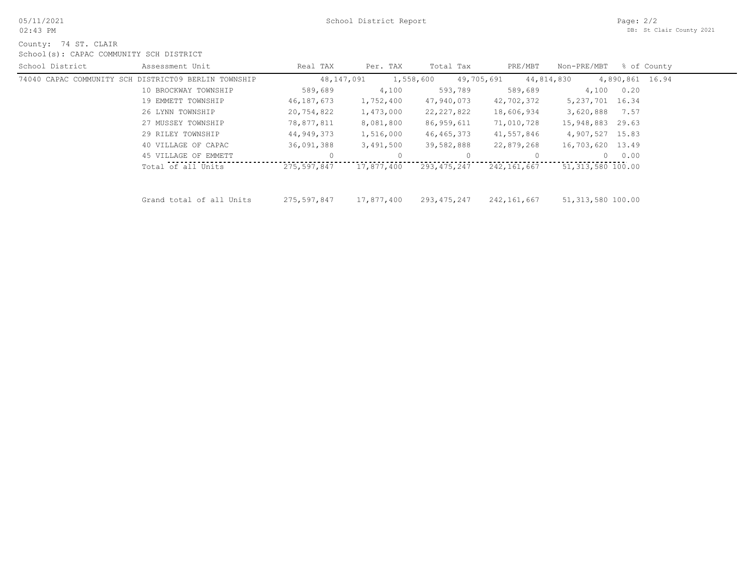County: 74 ST. CLAIR

School(s): CAPAC COMMUNITY SCH DISTRICT

| School District | Assessment Unit | Real TAX | Per. TAX | Total Tax | PRE/MBT | Non-PRE/MBT | % of County |
|---|---|---|---|---|---|---|---|
| 74040 CAPAC COMMUNITY SCH DISTRICT | 09 BERLIN TOWNSHIP | 48,147,091 | 1,558,600 | 49,705,691 | 44,814,830 | 4,890,861 | 16.94 |
| | 10 BROCKWAY TOWNSHIP | 589,689 | 4,100 | 593,789 | 589,689 | 4,100 | 0.20 |
| | 19 EMMETT TOWNSHIP | 46,187,673 | 1,752,400 | 47,940,073 | 42,702,372 | 5,237,701 | 16.34 |
| | 26 LYNN TOWNSHIP | 20,754,822 | 1,473,000 | 22,227,822 | 18,606,934 | 3,620,888 | 7.57 |
| | 27 MUSSEY TOWNSHIP | 78,877,811 | 8,081,800 | 86,959,611 | 71,010,728 | 15,948,883 | 29.63 |
| | 29 RILEY TOWNSHIP | 44,949,373 | 1,516,000 | 46,465,373 | 41,557,846 | 4,907,527 | 15.83 |
| | 40 VILLAGE OF CAPAC | 36,091,388 | 3,491,500 | 39,582,888 | 22,879,268 | 16,703,620 | 13.49 |
| | 45 VILLAGE OF EMMETT | 0 | 0 | 0 | 0 | 0 | 0.00 |
| | Total of all Units | 275,597,847 | 17,877,400 | 293,475,247 | 242,161,667 | 51,313,580 | 100.00 |
| | Grand total of all Units | 275,597,847 | 17,877,400 | 293,475,247 | 242,161,667 | 51,313,580 | 100.00 |